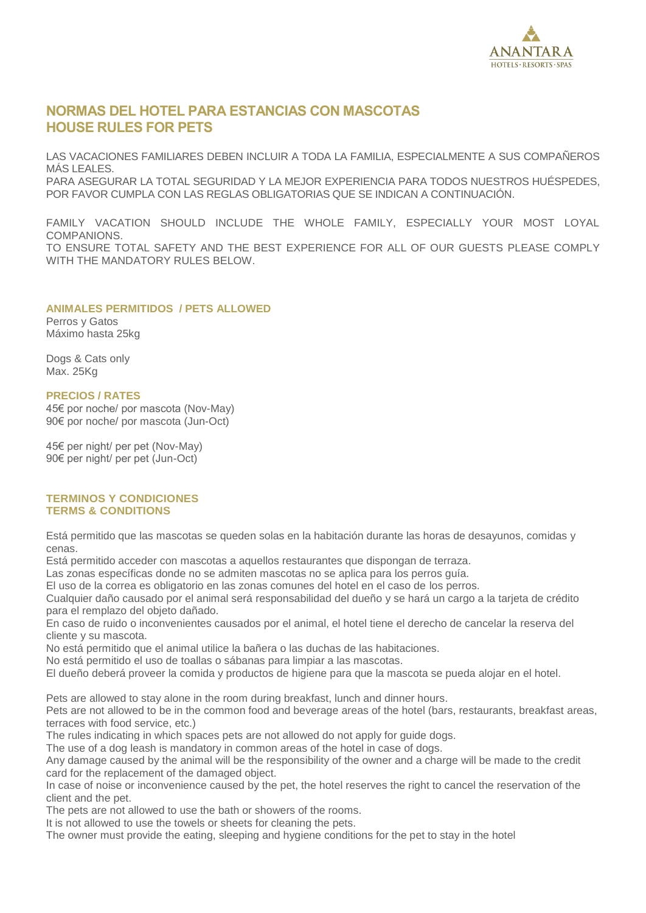ANANTARA
HOTELS · RESORTS · SPAS

# NORMAS DEL HOTEL PARA ESTANCIAS CON MASCOTAS
# HOUSE RULES FOR PETS

LAS VACACIONES FAMILIARES DEBEN INCLUIR A TODA LA FAMILIA, ESPECIALMENTE A SUS COMPAÑEROS MÁS LEALES.
PARA ASEGURAR LA TOTAL SEGURIDAD Y LA MEJOR EXPERIENCIA PARA TODOS NUESTROS HUÉSPEDES, POR FAVOR CUMPLA CON LAS REGLAS OBLIGATORIAS QUE SE INDICAN A CONTINUACIÓN.

FAMILY VACATION SHOULD INCLUDE THE WHOLE FAMILY, ESPECIALLY YOUR MOST LOYAL COMPANIONS.
TO ENSURE TOTAL SAFETY AND THE BEST EXPERIENCE FOR ALL OF OUR GUESTS PLEASE COMPLY WITH THE MANDATORY RULES BELOW.

### ANIMALES PERMITIDOS / PETS ALLOWED

Perros y Gatos
Máximo hasta 25kg

Dogs & Cats only
Max. 25Kg

### PRECIOS / RATES

45€ por noche/ por mascota (Nov-May)
90€ por noche/ por mascota (Jun-Oct)

45€ per night/ per pet (Nov-May)
90€ per night/ per pet (Jun-Oct)

### TERMINOS Y CONDICIONES
### TERMS & CONDITIONS

Está permitido que las mascotas se queden solas en la habitación durante las horas de desayunos, comidas y cenas.
Está permitido acceder con mascotas a aquellos restaurantes que dispongan de terraza.
Las zonas específicas donde no se admiten mascotas no se aplica para los perros guía.
El uso de la correa es obligatorio en las zonas comunes del hotel en el caso de los perros.
Cualquier daño causado por el animal será responsabilidad del dueño y se hará un cargo a la tarjeta de crédito para el remplazo del objeto dañado.
En caso de ruido o inconvenientes causados por el animal, el hotel tiene el derecho de cancelar la reserva del cliente y su mascota.
No está permitido que el animal utilice la bañera o las duchas de las habitaciones.
No está permitido el uso de toallas o sábanas para limpiar a las mascotas.
El dueño deberá proveer la comida y productos de higiene para que la mascota se pueda alojar en el hotel.

Pets are allowed to stay alone in the room during breakfast, lunch and dinner hours.
Pets are not allowed to be in the common food and beverage areas of the hotel (bars, restaurants, breakfast areas, terraces with food service, etc.)
The rules indicating in which spaces pets are not allowed do not apply for guide dogs.
The use of a dog leash is mandatory in common areas of the hotel in case of dogs.
Any damage caused by the animal will be the responsibility of the owner and a charge will be made to the credit card for the replacement of the damaged object.
In case of noise or inconvenience caused by the pet, the hotel reserves the right to cancel the reservation of the client and the pet.
The pets are not allowed to use the bath or showers of the rooms.
It is not allowed to use the towels or sheets for cleaning the pets.
The owner must provide the eating, sleeping and hygiene conditions for the pet to stay in the hotel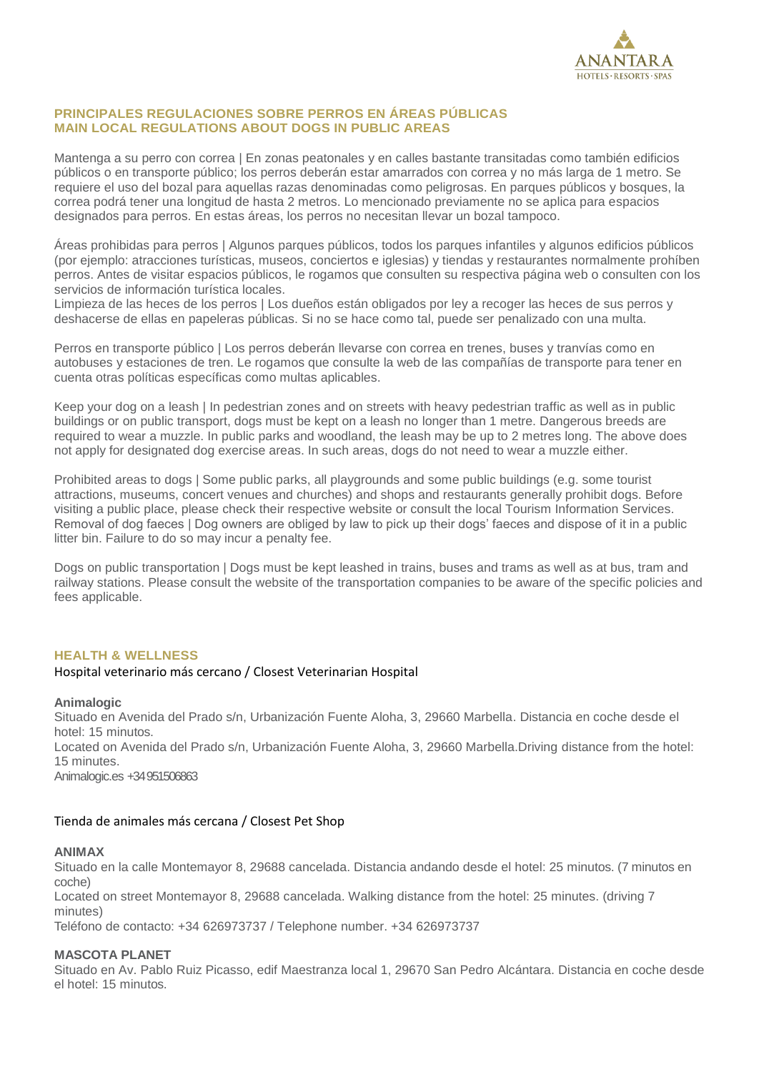## PRINCIPALES REGULACIONES SOBRE PERROS EN ÁREAS PÚBLICAS
## MAIN LOCAL REGULATIONS ABOUT DOGS IN PUBLIC AREAS

Mantenga a su perro con correa | En zonas peatonales y en calles bastante transitadas como también edificios públicos o en transporte público; los perros deberán estar amarrados con correa y no más larga de 1 metro. Se requiere el uso del bozal para aquellas razas denominadas como peligrosas. En parques públicos y bosques, la correa podrá tener una longitud de hasta 2 metros. Lo mencionado previamente no se aplica para espacios designados para perros. En estas áreas, los perros no necesitan llevar un bozal tampoco.

Áreas prohibidas para perros | Algunos parques públicos, todos los parques infantiles y algunos edificios públicos (por ejemplo: atracciones turísticas, museos, conciertos e iglesias) y tiendas y restaurantes normalmente prohíben perros. Antes de visitar espacios públicos, le rogamos que consulten su respectiva página web o consulten con los servicios de información turística locales.
Limpieza de las heces de los perros | Los dueños están obligados por ley a recoger las heces de sus perros y deshacerse de ellas en papeleras públicas. Si no se hace como tal, puede ser penalizado con una multa.

Perros en transporte público | Los perros deberán llevarse con correa en trenes, buses y tranvías como en autobuses y estaciones de tren. Le rogamos que consulte la web de las compañías de transporte para tener en cuenta otras políticas específicas como multas aplicables.

Keep your dog on a leash | In pedestrian zones and on streets with heavy pedestrian traffic as well as in public buildings or on public transport, dogs must be kept on a leash no longer than 1 metre. Dangerous breeds are required to wear a muzzle. In public parks and woodland, the leash may be up to 2 metres long. The above does not apply for designated dog exercise areas. In such areas, dogs do not need to wear a muzzle either.

Prohibited areas to dogs | Some public parks, all playgrounds and some public buildings (e.g. some tourist attractions, museums, concert venues and churches) and shops and restaurants generally prohibit dogs. Before visiting a public place, please check their respective website or consult the local Tourism Information Services.
Removal of dog faeces | Dog owners are obliged by law to pick up their dogs' faeces and dispose of it in a public litter bin. Failure to do so may incur a penalty fee.

Dogs on public transportation | Dogs must be kept leashed in trains, buses and trams as well as at bus, tram and railway stations. Please consult the website of the transportation companies to be aware of the specific policies and fees applicable.

## HEALTH & WELLNESS

Hospital veterinario más cercano / Closest Veterinarian Hospital

**Animalogic**
Situado en Avenida del Prado s/n, Urbanización Fuente Aloha, 3, 29660 Marbella. Distancia en coche desde el hotel: 15 minutos.
Located on Avenida del Prado s/n, Urbanización Fuente Aloha, 3, 29660 Marbella.Driving distance from the hotel: 15 minutes.
Animalogic.es +34 951506863

Tienda de animales más cercana / Closest Pet Shop

**ANIMAX**
Situado en la calle Montemayor 8, 29688 cancelada. Distancia andando desde el hotel: 25 minutos. (7 minutos en coche)
Located on street Montemayor 8, 29688 cancelada. Walking distance from the hotel: 25 minutes. (driving 7 minutes)
Teléfono de contacto: +34 626973737 / Telephone number. +34 626973737

**MASCOTA PLANET**
Situado en Av. Pablo Ruiz Picasso, edif Maestranza local 1, 29670 San Pedro Alcántara. Distancia en coche desde el hotel: 15 minutos.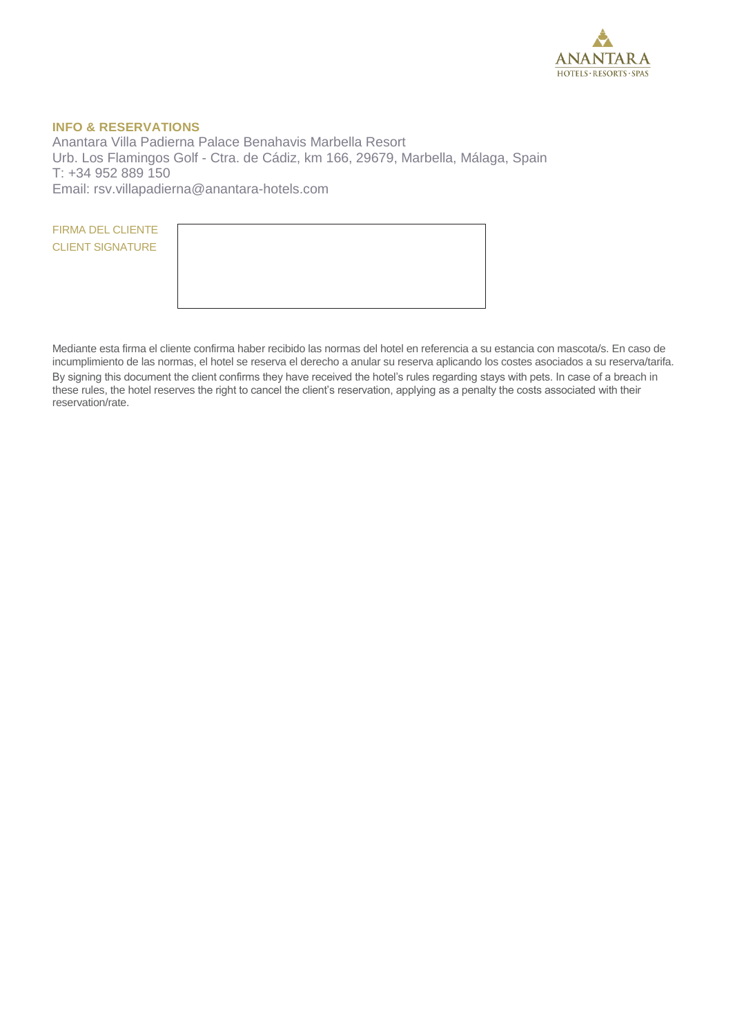## INFO & RESERVATIONS

Anantara Villa Padierna Palace Benahavis Marbella Resort
Urb. Los Flamingos Golf - Ctra. de Cádiz, km 166, 29679, Marbella, Málaga, Spain
T: +34 952 889 150
Email: rsv.villapadierna@anantara-hotels.com

FIRMA DEL CLIENTE
CLIENT SIGNATURE

Mediante esta firma el cliente confirma haber recibido las normas del hotel en referencia a su estancia con mascota/s. En caso de incumplimiento de las normas, el hotel se reserva el derecho a anular su reserva aplicando los costes asociados a su reserva/tarifa.

By signing this document the client confirms they have received the hotel's rules regarding stays with pets. In case of a breach in these rules, the hotel reserves the right to cancel the client's reservation, applying as a penalty the costs associated with their reservation/rate.